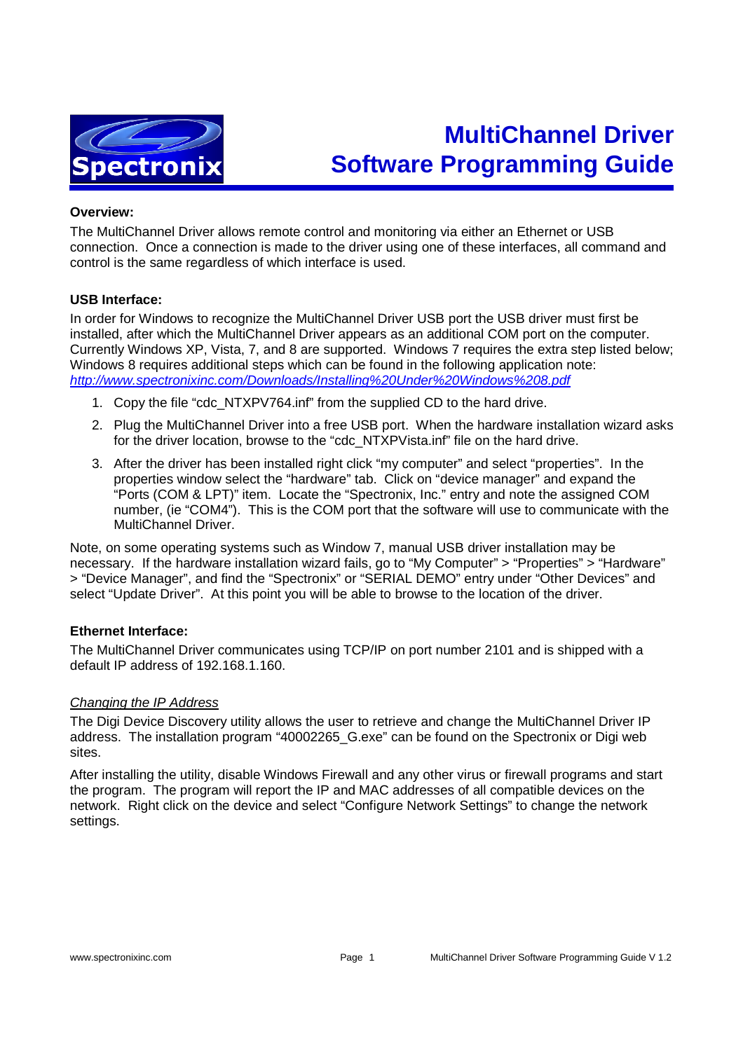Spectronix

# MultiChannel Driver Software Programming Guide

**Overview:**

The MultiChannel Driver allows remote control and monitoring via either an Ethernet or USB connection. Once a connection is made to the driver using one of these interfaces, all command and control is the same regardless of which interface is used.

**USB Interface:**

In order for Windows to recognize the MultiChannel Driver USB port the USB driver must first be installed, after which the MultiChannel Driver appears as an additional COM port on the computer. Currently Windows XP, Vista, 7, and 8 are supported. Windows 7 requires the extra step listed below; Windows 8 requires additional steps which can be found in the following application note: *http://www.spectronixinc.com/Downloads/Installing%20Under%20Windows%208.pdf*

1. Copy the file "cdc_NTXPV764.inf" from the supplied CD to the hard drive.
2. Plug the MultiChannel Driver into a free USB port. When the hardware installation wizard asks for the driver location, browse to the "cdc_NTXPVista.inf" file on the hard drive.
3. After the driver has been installed right click "my computer" and select "properties". In the properties window select the "hardware" tab. Click on "device manager" and expand the "Ports (COM & LPT)" item. Locate the "Spectronix, Inc." entry and note the assigned COM number, (ie "COM4"). This is the COM port that the software will use to communicate with the MultiChannel Driver.

Note, on some operating systems such as Window 7, manual USB driver installation may be necessary. If the hardware installation wizard fails, go to "My Computer" > "Properties" > "Hardware" > "Device Manager", and find the "Spectronix" or "SERIAL DEMO" entry under "Other Devices" and select "Update Driver". At this point you will be able to browse to the location of the driver.

**Ethernet Interface:**

The MultiChannel Driver communicates using TCP/IP on port number 2101 and is shipped with a default IP address of 192.168.1.160.

*Changing the IP Address*

The Digi Device Discovery utility allows the user to retrieve and change the MultiChannel Driver IP address. The installation program "40002265_G.exe" can be found on the Spectronix or Digi web sites.

After installing the utility, disable Windows Firewall and any other virus or firewall programs and start the program. The program will report the IP and MAC addresses of all compatible devices on the network. Right click on the device and select "Configure Network Settings" to change the network settings.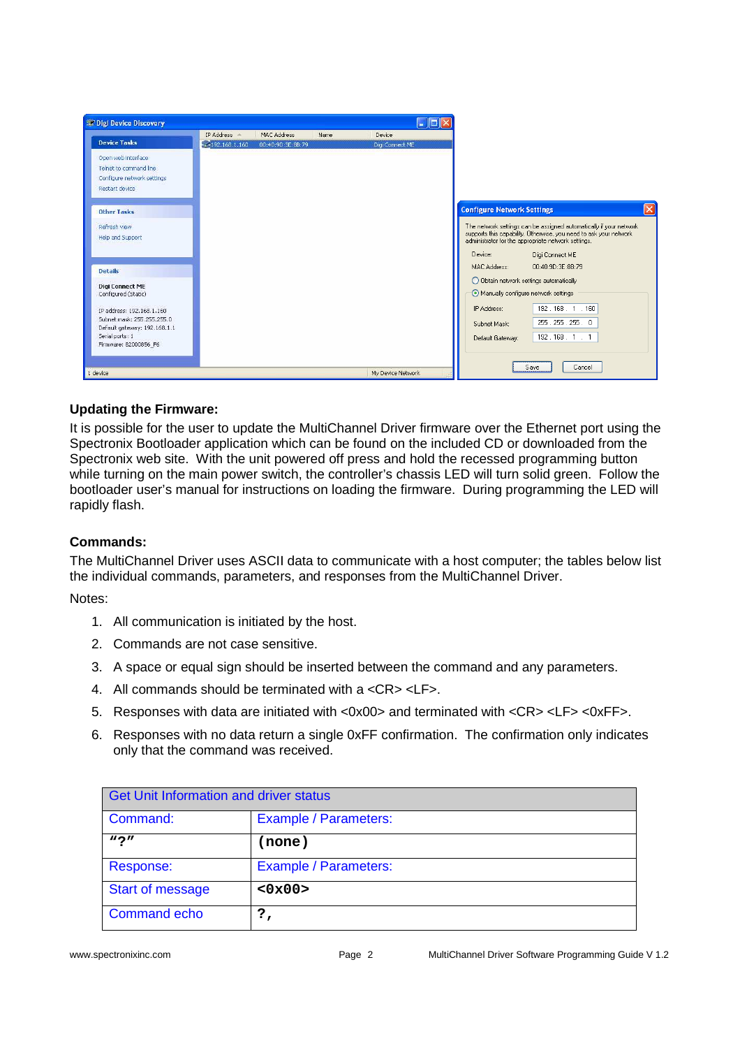**Updating the Firmware:**

It is possible for the user to update the MultiChannel Driver firmware over the Ethernet port using the Spectronix Bootloader application which can be found on the included CD or downloaded from the Spectronix web site. With the unit powered off press and hold the recessed programming button while turning on the main power switch, the controller's chassis LED will turn solid green. Follow the bootloader user's manual for instructions on loading the firmware. During programming the LED will rapidly flash.

**Commands:**

The MultiChannel Driver uses ASCII data to communicate with a host computer; the tables below list the individual commands, parameters, and responses from the MultiChannel Driver.

Notes:

1. All communication is initiated by the host.
2. Commands are not case sensitive.
3. A space or equal sign should be inserted between the command and any parameters.
4. All commands should be terminated with a <CR> <LF>.
5. Responses with data are initiated with <0x00> and terminated with <CR> <LF> <0xFF>.
6. Responses with no data return a single 0xFF confirmation. The confirmation only indicates only that the command was received.

| Get Unit Information and driver status | |
|---|---|
| Command: | Example / Parameters: |
| **"?"** | **(none)** |
| Response: | Example / Parameters: |
| Start of message | **<0x00>** |
| Command echo | **?,** |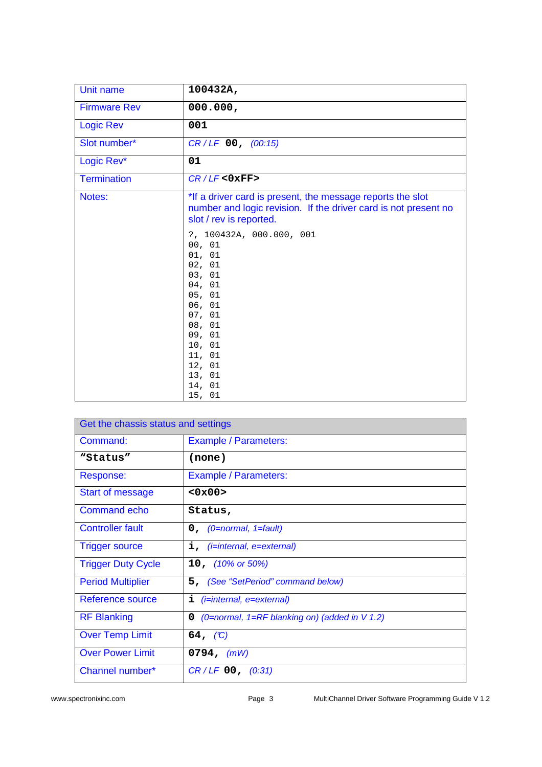| Unit name | **100432A,** |
|---|---|
| Firmware Rev | **000.000,** |
| Logic Rev | **001** |
| Slot number* | *CR / LF* **00,** *(00:15)* |
| Logic Rev* | **01** |
| Termination | *CR / LF* **<0xFF>** |
| Notes: | *If a driver card is present, the message reports the slot number and logic revision. If the driver card is not present no slot / rev is reported.<br><br>?, 100432A, 000.000, 001<br>00, 01<br>01, 01<br>02, 01<br>03, 01<br>04, 01<br>05, 01<br>06, 01<br>07, 01<br>08, 01<br>09, 01<br>10, 01<br>11, 01<br>12, 01<br>13, 01<br>14, 01<br>15, 01 |

| Get the chassis status and settings | |
|---|---|
| Command: | Example / Parameters: |
| **"Status"** | **(none)** |
| Response: | Example / Parameters: |
| Start of message | **<0x00>** |
| Command echo | **Status,** |
| Controller fault | **0,** *(0=normal, 1=fault)* |
| Trigger source | **i,** *(i=internal, e=external)* |
| Trigger Duty Cycle | **10,** *(10% or 50%)* |
| Period Multiplier | **5,** *(See "SetPeriod" command below)* |
| Reference source | **i** *(i=internal, e=external)* |
| RF Blanking | **0** *(0=normal, 1=RF blanking on) (added in V 1.2)* |
| Over Temp Limit | **64,** *(℃)* |
| Over Power Limit | **0794,** *(mW)* |
| Channel number* | *CR / LF* **00,** *(0:31)* |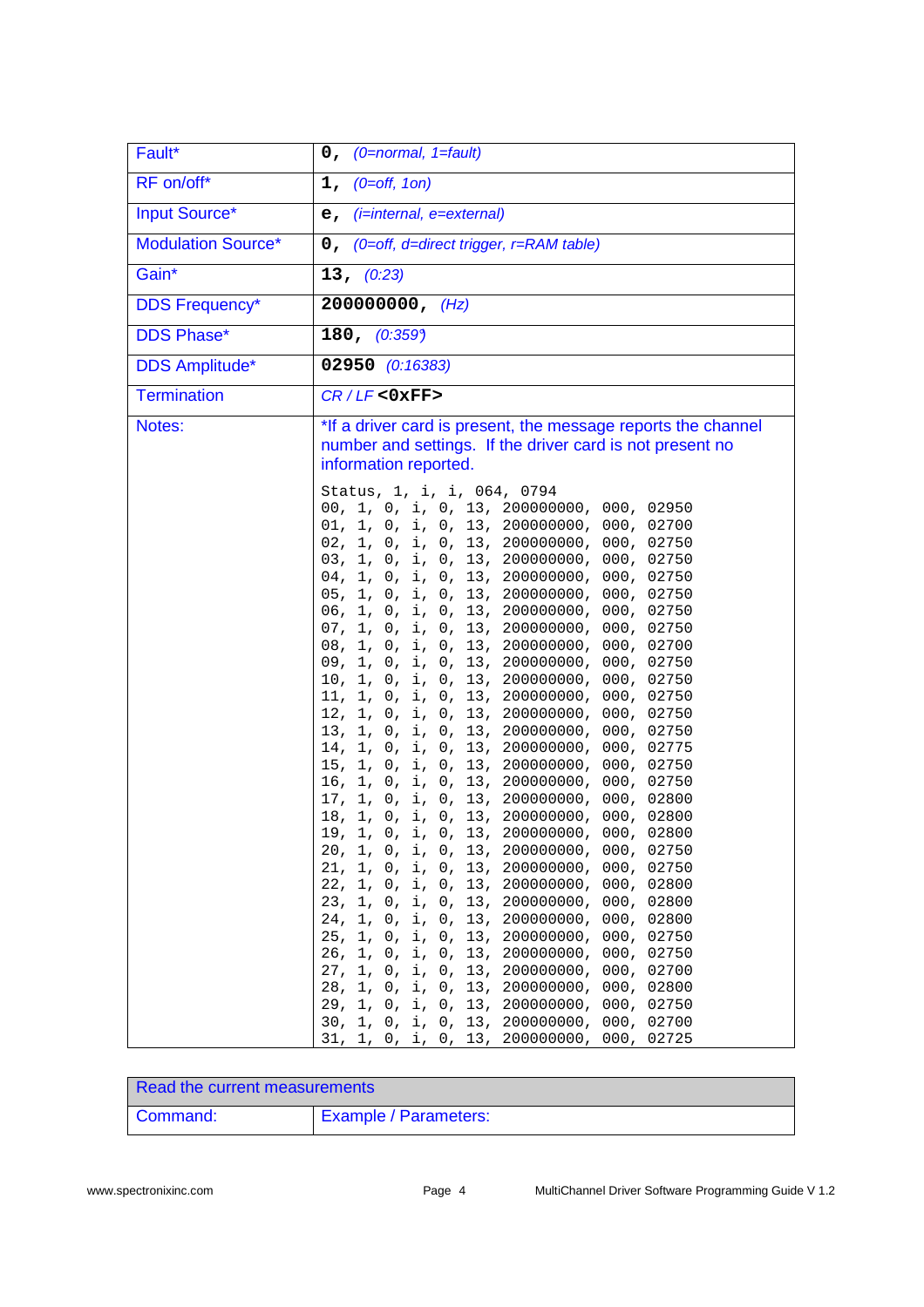| | |
|---|---|
| Fault* | **0,** *(0=normal, 1=fault)* |
| RF on/off* | **1,** *(0=off, 1on)* |
| Input Source* | **e,** *(i=internal, e=external)* |
| Modulation Source* | **0,** *(0=off, d=direct trigger, r=RAM table)* |
| Gain* | **13,** *(0:23)* |
| DDS Frequency* | **200000000,** *(Hz)* |
| DDS Phase* | **180,** *(0:359°)* |
| DDS Amplitude* | **02950** *(0:16383)* |
| Termination | *CR / LF* **<0xFF>** |
| Notes: | *If a driver card is present, the message reports the channel number and settings. If the driver card is not present no information reported.<br><br>`Status, 1, i, i, 064, 0794`<br>`00, 1, 0, i, 0, 13, 200000000, 000, 02950`<br>`01, 1, 0, i, 0, 13, 200000000, 000, 02700`<br>`02, 1, 0, i, 0, 13, 200000000, 000, 02750`<br>`03, 1, 0, i, 0, 13, 200000000, 000, 02750`<br>`04, 1, 0, i, 0, 13, 200000000, 000, 02750`<br>`05, 1, 0, i, 0, 13, 200000000, 000, 02750`<br>`06, 1, 0, i, 0, 13, 200000000, 000, 02750`<br>`07, 1, 0, i, 0, 13, 200000000, 000, 02750`<br>`08, 1, 0, i, 0, 13, 200000000, 000, 02700`<br>`09, 1, 0, i, 0, 13, 200000000, 000, 02750`<br>`10, 1, 0, i, 0, 13, 200000000, 000, 02750`<br>`11, 1, 0, i, 0, 13, 200000000, 000, 02750`<br>`12, 1, 0, i, 0, 13, 200000000, 000, 02750`<br>`13, 1, 0, i, 0, 13, 200000000, 000, 02750`<br>`14, 1, 0, i, 0, 13, 200000000, 000, 02775`<br>`15, 1, 0, i, 0, 13, 200000000, 000, 02750`<br>`16, 1, 0, i, 0, 13, 200000000, 000, 02750`<br>`17, 1, 0, i, 0, 13, 200000000, 000, 02800`<br>`18, 1, 0, i, 0, 13, 200000000, 000, 02800`<br>`19, 1, 0, i, 0, 13, 200000000, 000, 02800`<br>`20, 1, 0, i, 0, 13, 200000000, 000, 02750`<br>`21, 1, 0, i, 0, 13, 200000000, 000, 02750`<br>`22, 1, 0, i, 0, 13, 200000000, 000, 02800`<br>`23, 1, 0, i, 0, 13, 200000000, 000, 02800`<br>`24, 1, 0, i, 0, 13, 200000000, 000, 02800`<br>`25, 1, 0, i, 0, 13, 200000000, 000, 02750`<br>`26, 1, 0, i, 0, 13, 200000000, 000, 02750`<br>`27, 1, 0, i, 0, 13, 200000000, 000, 02700`<br>`28, 1, 0, i, 0, 13, 200000000, 000, 02800`<br>`29, 1, 0, i, 0, 13, 200000000, 000, 02750`<br>`30, 1, 0, i, 0, 13, 200000000, 000, 02700`<br>`31, 1, 0, i, 0, 13, 200000000, 000, 02725` |

| Read the current measurements | |
|---|---|
| Command: | Example / Parameters: |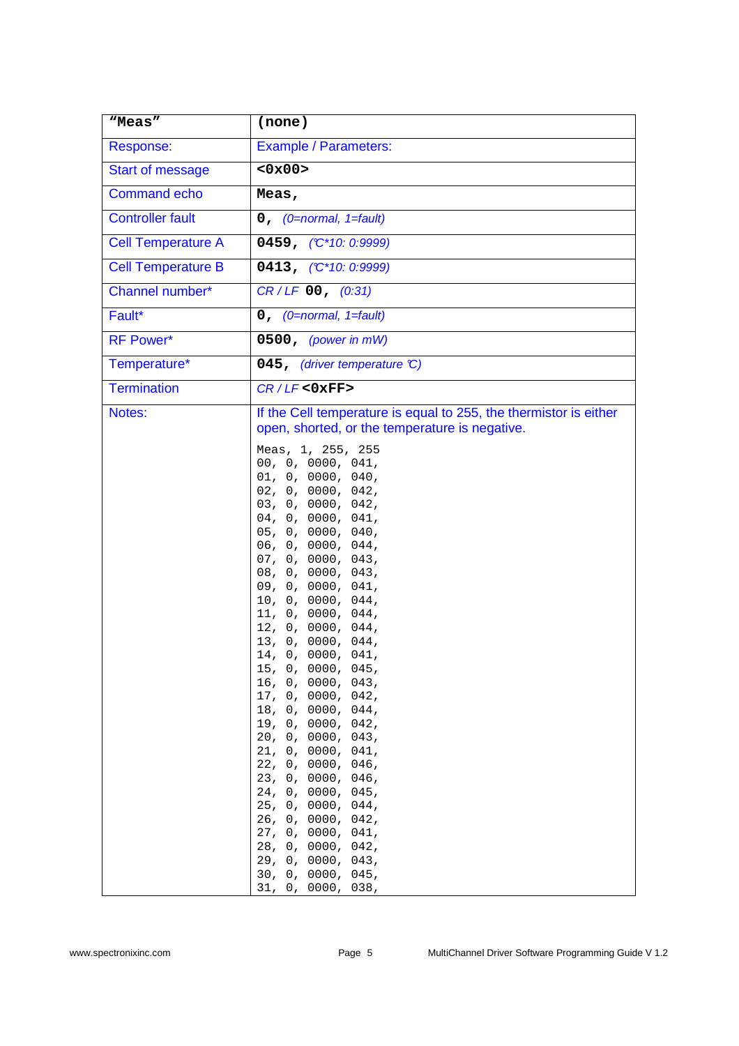| "Meas" | (none) |
|---|---|
| Response: | Example / Parameters: |
| Start of message | **<0x00>** |
| Command echo | **Meas,** |
| Controller fault | **0,** *(0=normal, 1=fault)* |
| Cell Temperature A | **0459,** *(℃*10: 0:9999)* |
| Cell Temperature B | **0413,** *(℃*10: 0:9999)* |
| Channel number* | *CR / LF* **00,** *(0:31)* |
| Fault* | **0,** *(0=normal, 1=fault)* |
| RF Power* | **0500,** *(power in mW)* |
| Temperature* | **045,** *(driver temperature ℃)* |
| Termination | *CR / LF* **<0xFF>** |
| Notes: | If the Cell temperature is equal to 255, the thermistor is either open, shorted, or the temperature is negative.<br><br>`Meas, 1, 255, 255`<br>`00, 0, 0000, 041,`<br>`01, 0, 0000, 040,`<br>`02, 0, 0000, 042,`<br>`03, 0, 0000, 042,`<br>`04, 0, 0000, 041,`<br>`05, 0, 0000, 040,`<br>`06, 0, 0000, 044,`<br>`07, 0, 0000, 043,`<br>`08, 0, 0000, 043,`<br>`09, 0, 0000, 041,`<br>`10, 0, 0000, 044,`<br>`11, 0, 0000, 044,`<br>`12, 0, 0000, 044,`<br>`13, 0, 0000, 044,`<br>`14, 0, 0000, 041,`<br>`15, 0, 0000, 045,`<br>`16, 0, 0000, 043,`<br>`17, 0, 0000, 042,`<br>`18, 0, 0000, 044,`<br>`19, 0, 0000, 042,`<br>`20, 0, 0000, 043,`<br>`21, 0, 0000, 041,`<br>`22, 0, 0000, 046,`<br>`23, 0, 0000, 046,`<br>`24, 0, 0000, 045,`<br>`25, 0, 0000, 044,`<br>`26, 0, 0000, 042,`<br>`27, 0, 0000, 041,`<br>`28, 0, 0000, 042,`<br>`29, 0, 0000, 043,`<br>`30, 0, 0000, 045,`<br>`31, 0, 0000, 038,` |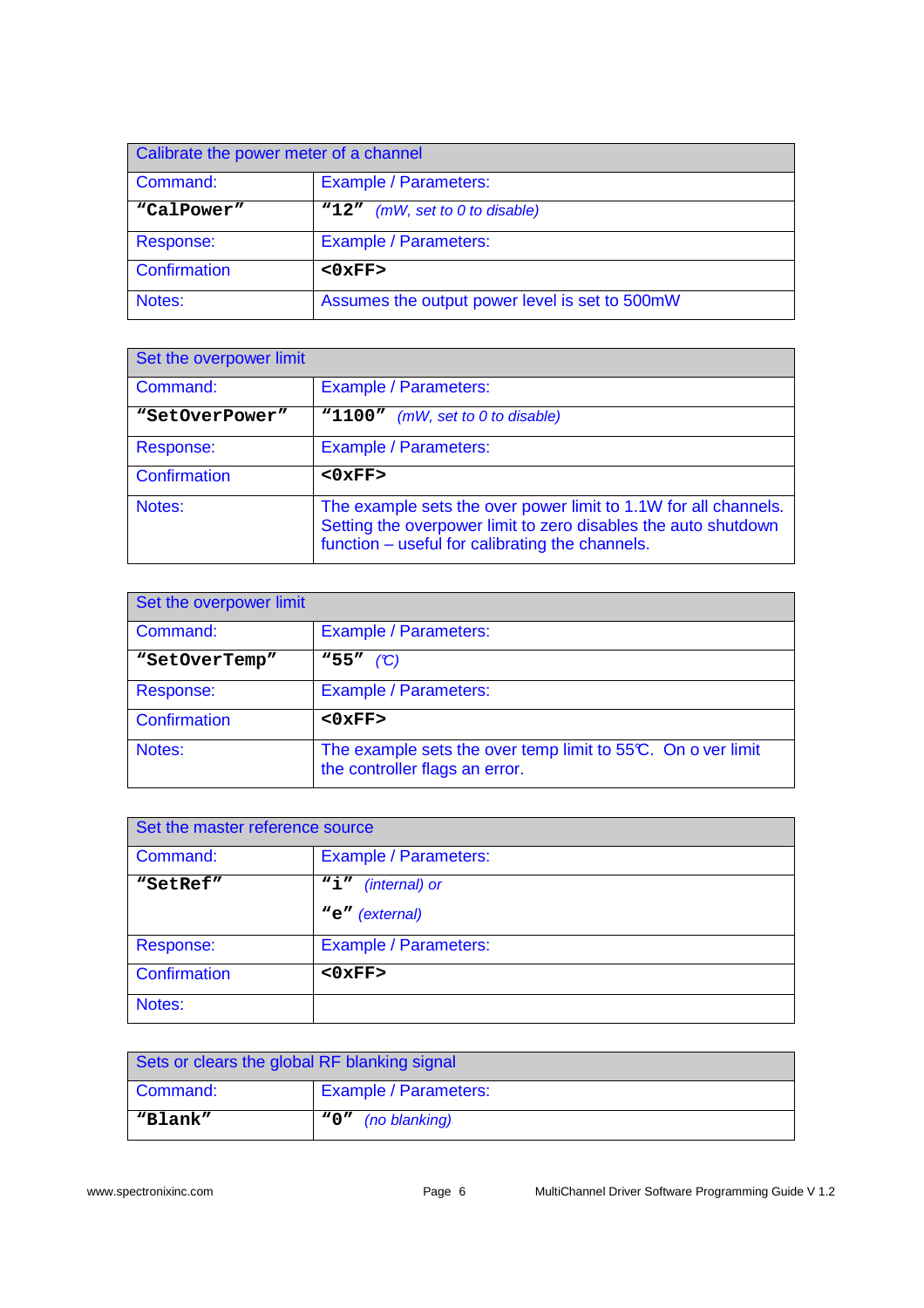| Calibrate the power meter of a channel | |
|---|---|
| Command: | Example / Parameters: |
| **"CalPower"** | **"12"** *(mW, set to 0 to disable)* |
| Response: | Example / Parameters: |
| Confirmation | **<0xFF>** |
| Notes: | Assumes the output power level is set to 500mW |

| Set the overpower limit | |
|---|---|
| Command: | Example / Parameters: |
| **"SetOverPower"** | **"1100"** *(mW, set to 0 to disable)* |
| Response: | Example / Parameters: |
| Confirmation | **<0xFF>** |
| Notes: | The example sets the over power limit to 1.1W for all channels. Setting the overpower limit to zero disables the auto shutdown function – useful for calibrating the channels. |

| Set the overpower limit | |
|---|---|
| Command: | Example / Parameters: |
| **"SetOverTemp"** | **"55"** *(℃)* |
| Response: | Example / Parameters: |
| Confirmation | **<0xFF>** |
| Notes: | The example sets the over temp limit to 55℃. On o ver limit the controller flags an error. |

| Set the master reference source | |
|---|---|
| Command: | Example / Parameters: |
| **"SetRef"** | **"i"** *(internal) or* <br> **"e"** *(external)* |
| Response: | Example / Parameters: |
| Confirmation | **<0xFF>** |
| Notes: | |

| Sets or clears the global RF blanking signal | |
|---|---|
| Command: | Example / Parameters: |
| **"Blank"** | **"0"** *(no blanking)* |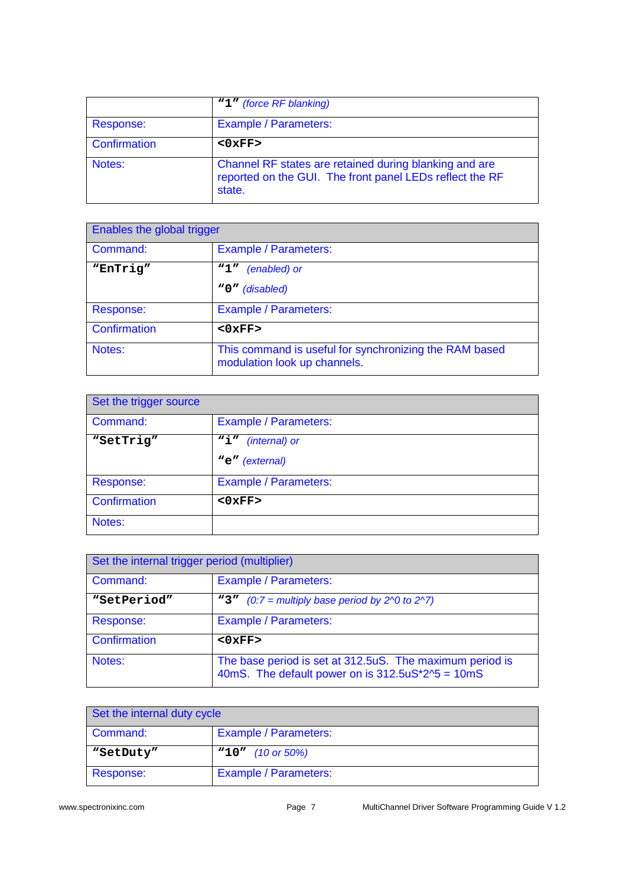| | **"1"** *(force RF blanking)* |
|---|---|
| Response: | Example / Parameters: |
| Confirmation | **<0xFF>** |
| Notes: | Channel RF states are retained during blanking and are reported on the GUI. The front panel LEDs reflect the RF state. |

| Enables the global trigger | |
|---|---|
| Command: | Example / Parameters: |
| **"EnTrig"** | **"1"** *(enabled) or*<br>**"0"** *(disabled)* |
| Response: | Example / Parameters: |
| Confirmation | **<0xFF>** |
| Notes: | This command is useful for synchronizing the RAM based modulation look up channels. |

| Set the trigger source | |
|---|---|
| Command: | Example / Parameters: |
| **"SetTrig"** | **"i"** *(internal) or*<br>**"e"** *(external)* |
| Response: | Example / Parameters: |
| Confirmation | **<0xFF>** |
| Notes: | |

| Set the internal trigger period (multiplier) | |
|---|---|
| Command: | Example / Parameters: |
| **"SetPeriod"** | **"3"** *(0:7 = multiply base period by 2^0 to 2^7)* |
| Response: | Example / Parameters: |
| Confirmation | **<0xFF>** |
| Notes: | The base period is set at 312.5uS. The maximum period is 40mS. The default power on is 312.5uS*2^5 = 10mS |

| Set the internal duty cycle | |
|---|---|
| Command: | Example / Parameters: |
| **"SetDuty"** | **"10"** *(10 or 50%)* |
| Response: | Example / Parameters: |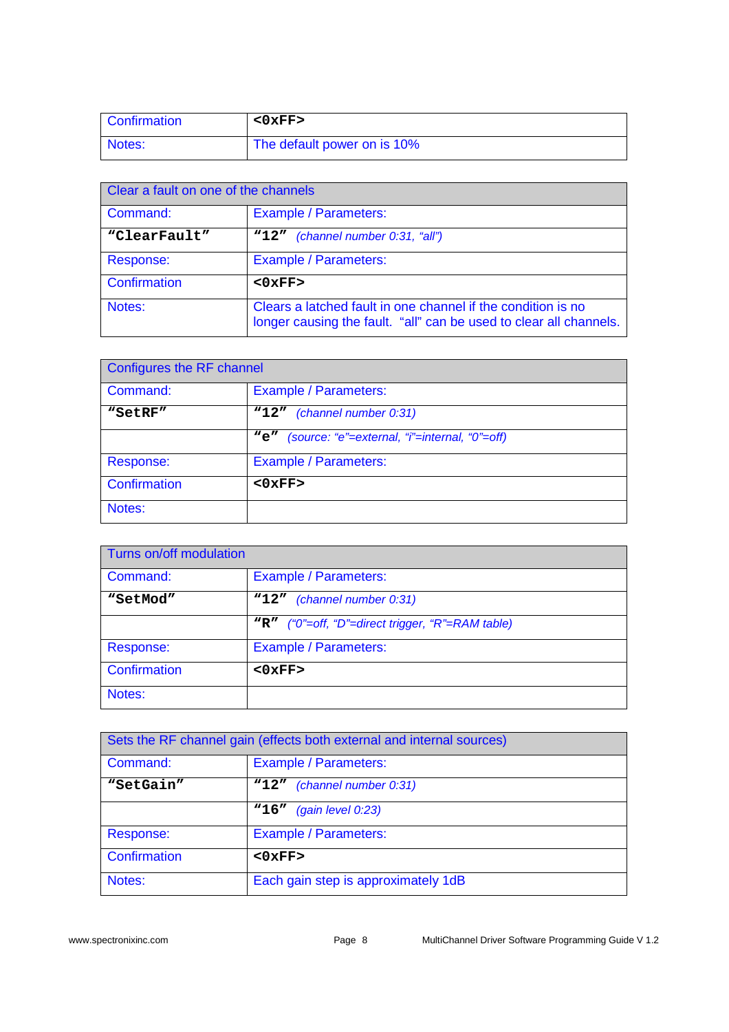| Confirmation | **<0xFF>** |
|---|---|
| Notes: | The default power on is 10% |

| Clear a fault on one of the channels | |
|---|---|
| Command: | Example / Parameters: |
| **"ClearFault"** | **"12"** *(channel number 0:31, "all")* |
| Response: | Example / Parameters: |
| Confirmation | **<0xFF>** |
| Notes: | Clears a latched fault in one channel if the condition is no longer causing the fault. "all" can be used to clear all channels. |

| Configures the RF channel | |
|---|---|
| Command: | Example / Parameters: |
| **"SetRF"** | **"12"** *(channel number 0:31)* |
| | **"e"** *(source: "e"=external, "i"=internal, "0"=off)* |
| Response: | Example / Parameters: |
| Confirmation | **<0xFF>** |
| Notes: | |

| Turns on/off modulation | |
|---|---|
| Command: | Example / Parameters: |
| **"SetMod"** | **"12"** *(channel number 0:31)* |
| | **"R"** *("0"=off, "D"=direct trigger, "R"=RAM table)* |
| Response: | Example / Parameters: |
| Confirmation | **<0xFF>** |
| Notes: | |

| Sets the RF channel gain (effects both external and internal sources) | |
|---|---|
| Command: | Example / Parameters: |
| **"SetGain"** | **"12"** *(channel number 0:31)* |
| | **"16"** *(gain level 0:23)* |
| Response: | Example / Parameters: |
| Confirmation | **<0xFF>** |
| Notes: | Each gain step is approximately 1dB |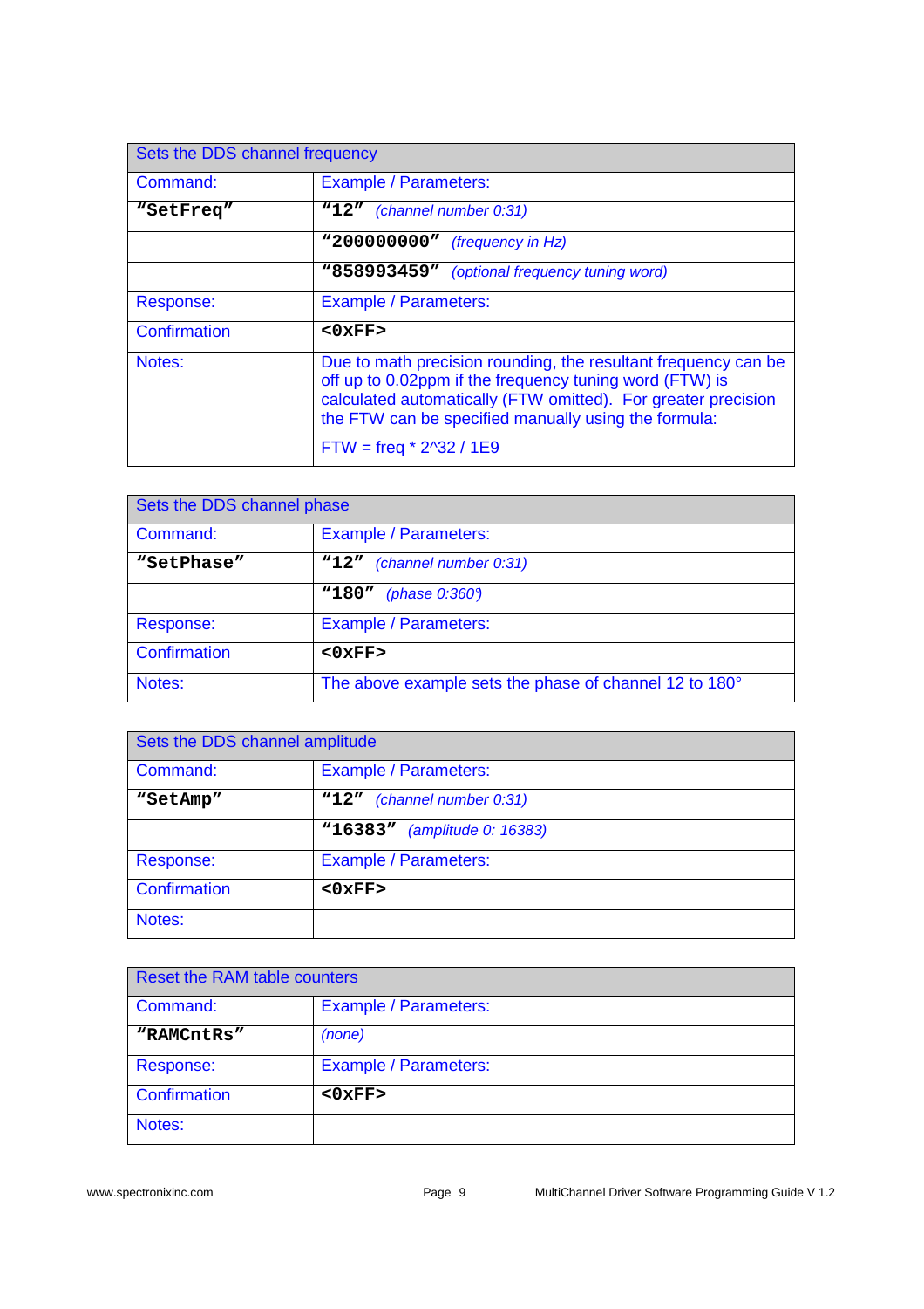| Sets the DDS channel frequency | |
|---|---|
| Command: | Example / Parameters: |
| **“SetFreq”** | **“12”** *(channel number 0:31)* |
| | **“200000000”** *(frequency in Hz)* |
| | **“858993459”** *(optional frequency tuning word)* |
| Response: | Example / Parameters: |
| Confirmation | **<0xFF>** |
| Notes: | Due to math precision rounding, the resultant frequency can be off up to 0.02ppm if the frequency tuning word (FTW) is calculated automatically (FTW omitted). For greater precision the FTW can be specified manually using the formula: FTW = freq * 2^32 / 1E9 |

| Sets the DDS channel phase | |
|---|---|
| Command: | Example / Parameters: |
| **“SetPhase”** | **“12”** *(channel number 0:31)* |
| | **“180”** *(phase 0:360°)* |
| Response: | Example / Parameters: |
| Confirmation | **<0xFF>** |
| Notes: | The above example sets the phase of channel 12 to 180° |

| Sets the DDS channel amplitude | |
|---|---|
| Command: | Example / Parameters: |
| **“SetAmp”** | **“12”** *(channel number 0:31)* |
| | **“16383”** *(amplitude 0: 16383)* |
| Response: | Example / Parameters: |
| Confirmation | **<0xFF>** |
| Notes: | |

| Reset the RAM table counters | |
|---|---|
| Command: | Example / Parameters: |
| **“RAMCntRs”** | *(none)* |
| Response: | Example / Parameters: |
| Confirmation | **<0xFF>** |
| Notes: | |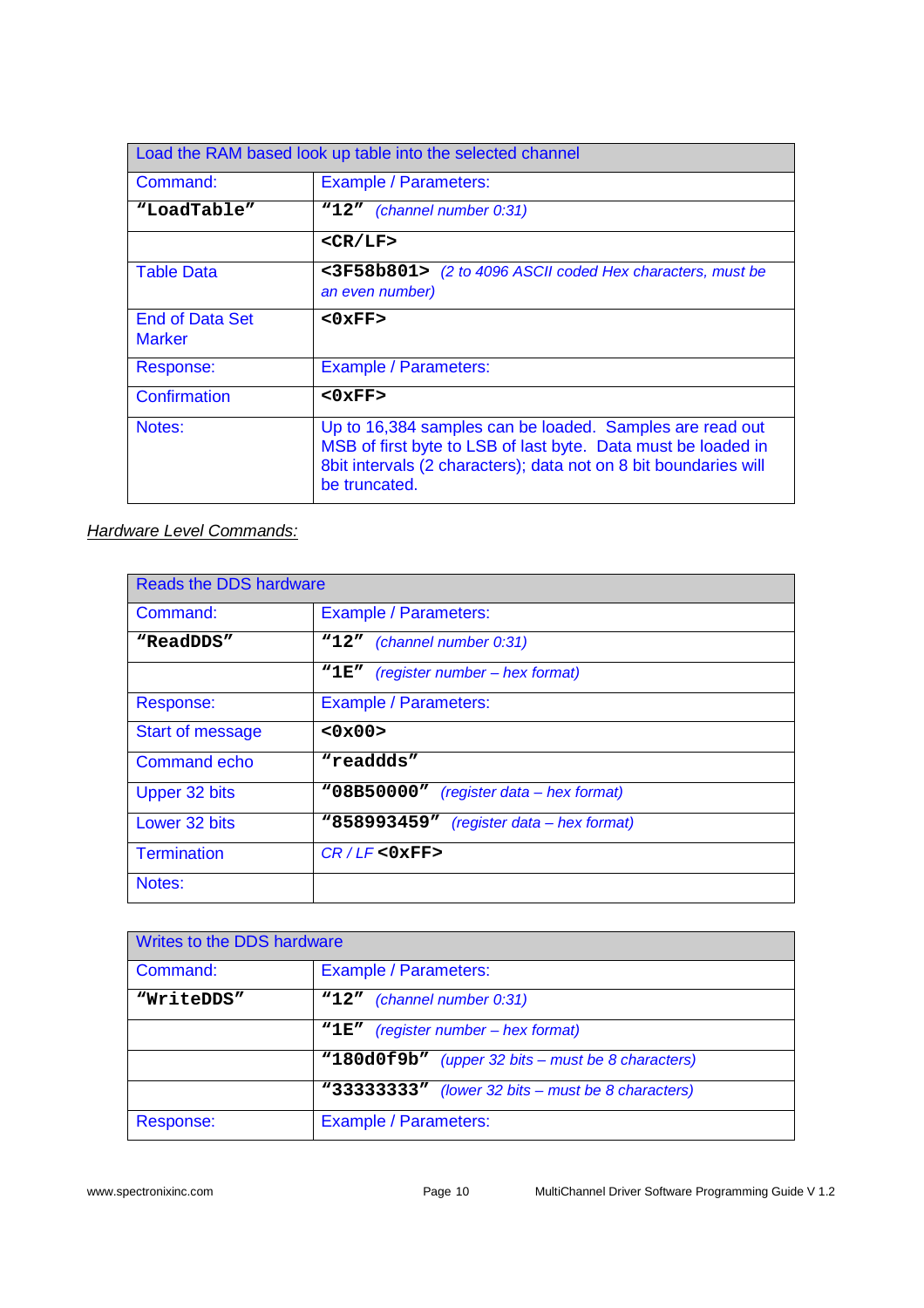| Load the RAM based look up table into the selected channel | |
|---|---|
| Command: | Example / Parameters: |
| **“LoadTable”** | **“12”** *(channel number 0:31)* |
| | **<CR/LF>** |
| Table Data | **<3F58b801>** *(2 to 4096 ASCII coded Hex characters, must be an even number)* |
| End of Data Set Marker | **<0xFF>** |
| Response: | Example / Parameters: |
| Confirmation | **<0xFF>** |
| Notes: | Up to 16,384 samples can be loaded. Samples are read out MSB of first byte to LSB of last byte. Data must be loaded in 8bit intervals (2 characters); data not on 8 bit boundaries will be truncated. |

*Hardware Level Commands:*

| Reads the DDS hardware | |
|---|---|
| Command: | Example / Parameters: |
| **“ReadDDS”** | **“12”** *(channel number 0:31)* |
| | **“1E”** *(register number – hex format)* |
| Response: | Example / Parameters: |
| Start of message | **<0x00>** |
| Command echo | **“readdds”** |
| Upper 32 bits | **“08B50000”** *(register data – hex format)* |
| Lower 32 bits | **“858993459”** *(register data – hex format)* |
| Termination | *CR / LF* **<0xFF>** |
| Notes: | |

| Writes to the DDS hardware | |
|---|---|
| Command: | Example / Parameters: |
| **“WriteDDS”** | **“12”** *(channel number 0:31)* |
| | **“1E”** *(register number – hex format)* |
| | **“180d0f9b”** *(upper 32 bits – must be 8 characters)* |
| | **“33333333”** *(lower 32 bits – must be 8 characters)* |
| Response: | Example / Parameters: |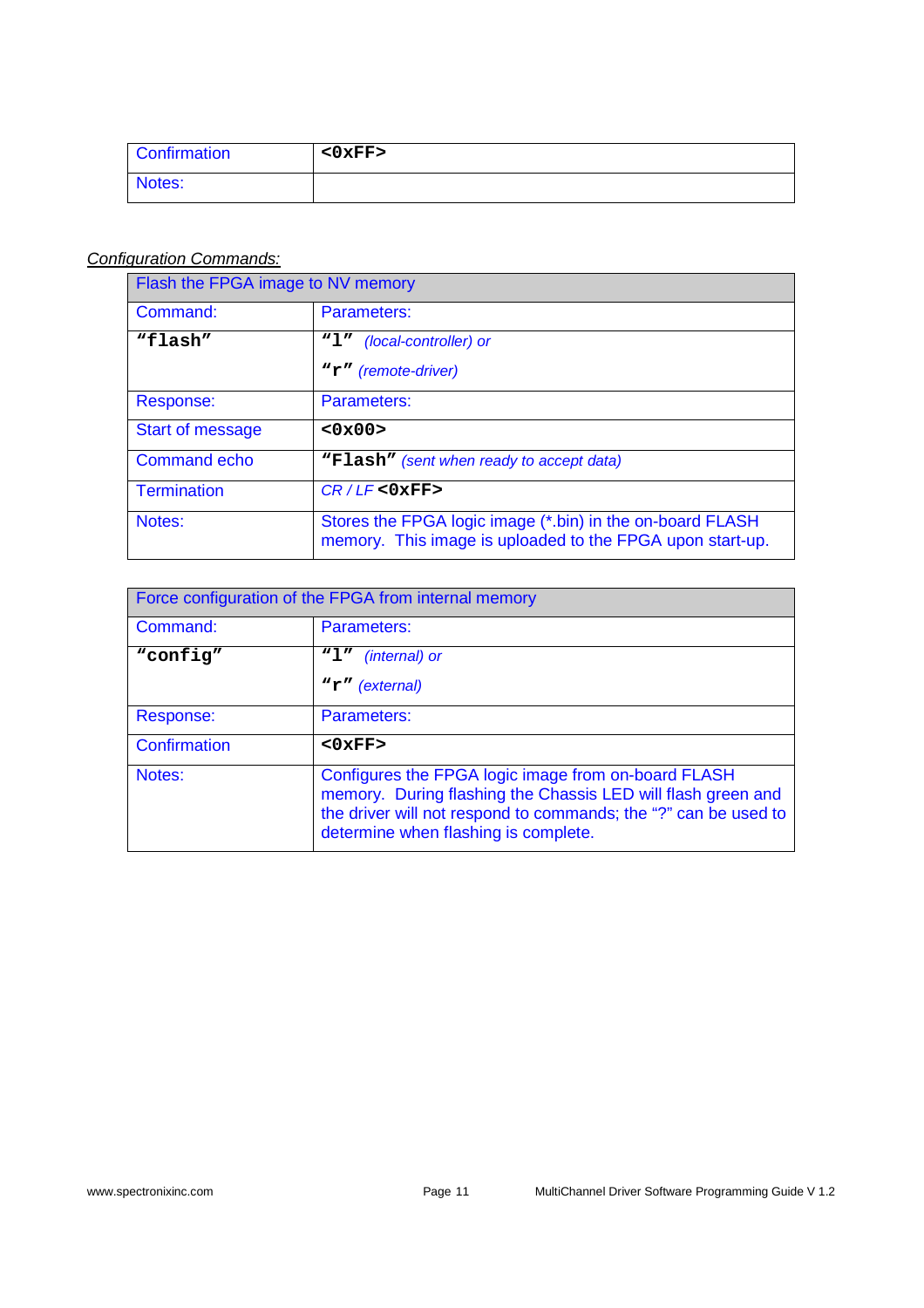| Confirmation | **<0xFF>** |
|---|---|
| Notes: | |

*Configuration Commands:*

| Flash the FPGA image to NV memory | |
|---|---|
| Command: | Parameters: |
| **"flash"** | **"l"** *(local-controller) or*<br>**"r"** *(remote-driver)* |
| Response: | Parameters: |
| Start of message | **<0x00>** |
| Command echo | **"Flash"** *(sent when ready to accept data)* |
| Termination | *CR / LF* **<0xFF>** |
| Notes: | Stores the FPGA logic image (*.bin) in the on-board FLASH memory. This image is uploaded to the FPGA upon start-up. |

| Force configuration of the FPGA from internal memory | |
|---|---|
| Command: | Parameters: |
| **"config"** | **"l"** *(internal) or*<br>**"r"** *(external)* |
| Response: | Parameters: |
| Confirmation | **<0xFF>** |
| Notes: | Configures the FPGA logic image from on-board FLASH memory. During flashing the Chassis LED will flash green and the driver will not respond to commands; the "?" can be used to determine when flashing is complete. |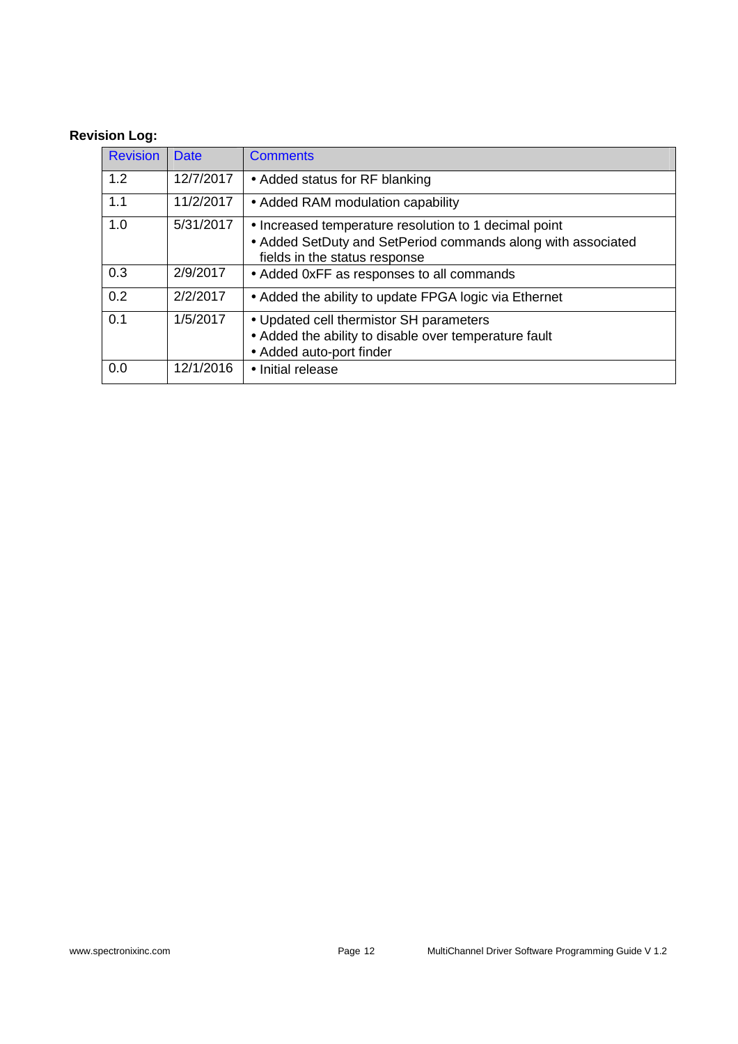**Revision Log:**

| Revision | Date | Comments |
|---|---|---|
| 1.2 | 12/7/2017 | • Added status for RF blanking |
| 1.1 | 11/2/2017 | • Added RAM modulation capability |
| 1.0 | 5/31/2017 | • Increased temperature resolution to 1 decimal point<br>• Added SetDuty and SetPeriod commands along with associated fields in the status response |
| 0.3 | 2/9/2017 | • Added 0xFF as responses to all commands |
| 0.2 | 2/2/2017 | • Added the ability to update FPGA logic via Ethernet |
| 0.1 | 1/5/2017 | • Updated cell thermistor SH parameters<br>• Added the ability to disable over temperature fault<br>• Added auto-port finder |
| 0.0 | 12/1/2016 | • Initial release |